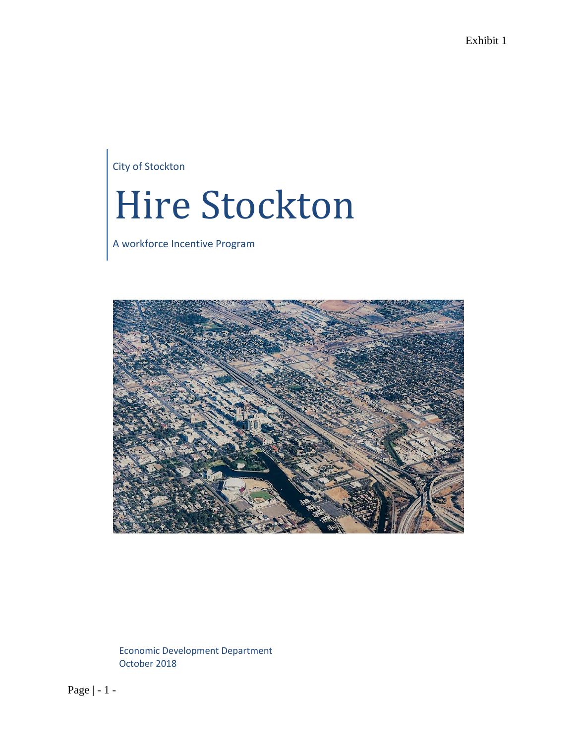Exhibit 1

City of Stockton

# Hire Stockton

A workforce Incentive Program

Economic Development Department
October 2018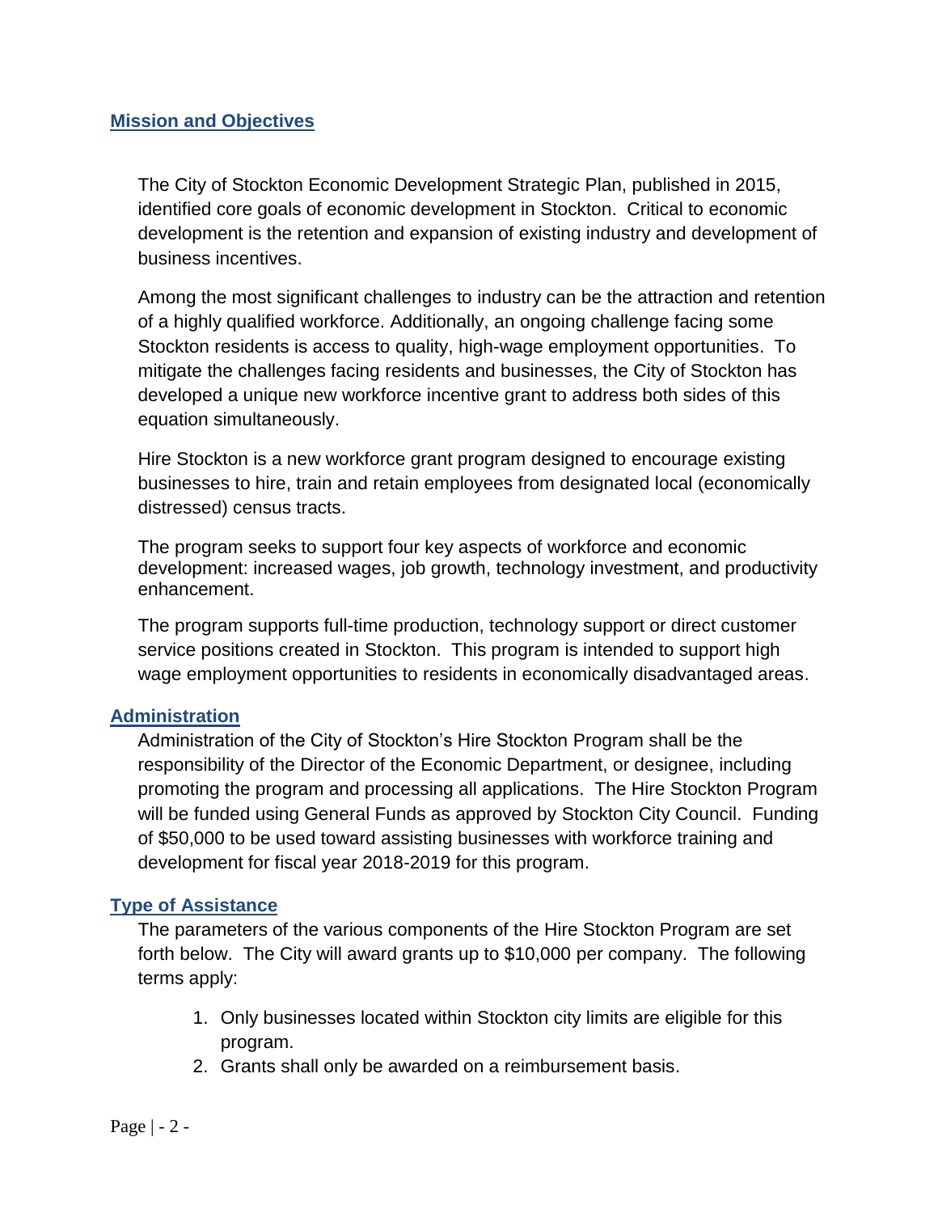## Mission and Objectives

The City of Stockton Economic Development Strategic Plan, published in 2015, identified core goals of economic development in Stockton. Critical to economic development is the retention and expansion of existing industry and development of business incentives.

Among the most significant challenges to industry can be the attraction and retention of a highly qualified workforce. Additionally, an ongoing challenge facing some Stockton residents is access to quality, high-wage employment opportunities. To mitigate the challenges facing residents and businesses, the City of Stockton has developed a unique new workforce incentive grant to address both sides of this equation simultaneously.

Hire Stockton is a new workforce grant program designed to encourage existing businesses to hire, train and retain employees from designated local (economically distressed) census tracts.

The program seeks to support four key aspects of workforce and economic development: increased wages, job growth, technology investment, and productivity enhancement.

The program supports full-time production, technology support or direct customer service positions created in Stockton. This program is intended to support high wage employment opportunities to residents in economically disadvantaged areas.

## Administration

Administration of the City of Stockton's Hire Stockton Program shall be the responsibility of the Director of the Economic Department, or designee, including promoting the program and processing all applications. The Hire Stockton Program will be funded using General Funds as approved by Stockton City Council. Funding of $50,000 to be used toward assisting businesses with workforce training and development for fiscal year 2018-2019 for this program.

## Type of Assistance

The parameters of the various components of the Hire Stockton Program are set forth below. The City will award grants up to $10,000 per company. The following terms apply:

1. Only businesses located within Stockton city limits are eligible for this program.
2. Grants shall only be awarded on a reimbursement basis.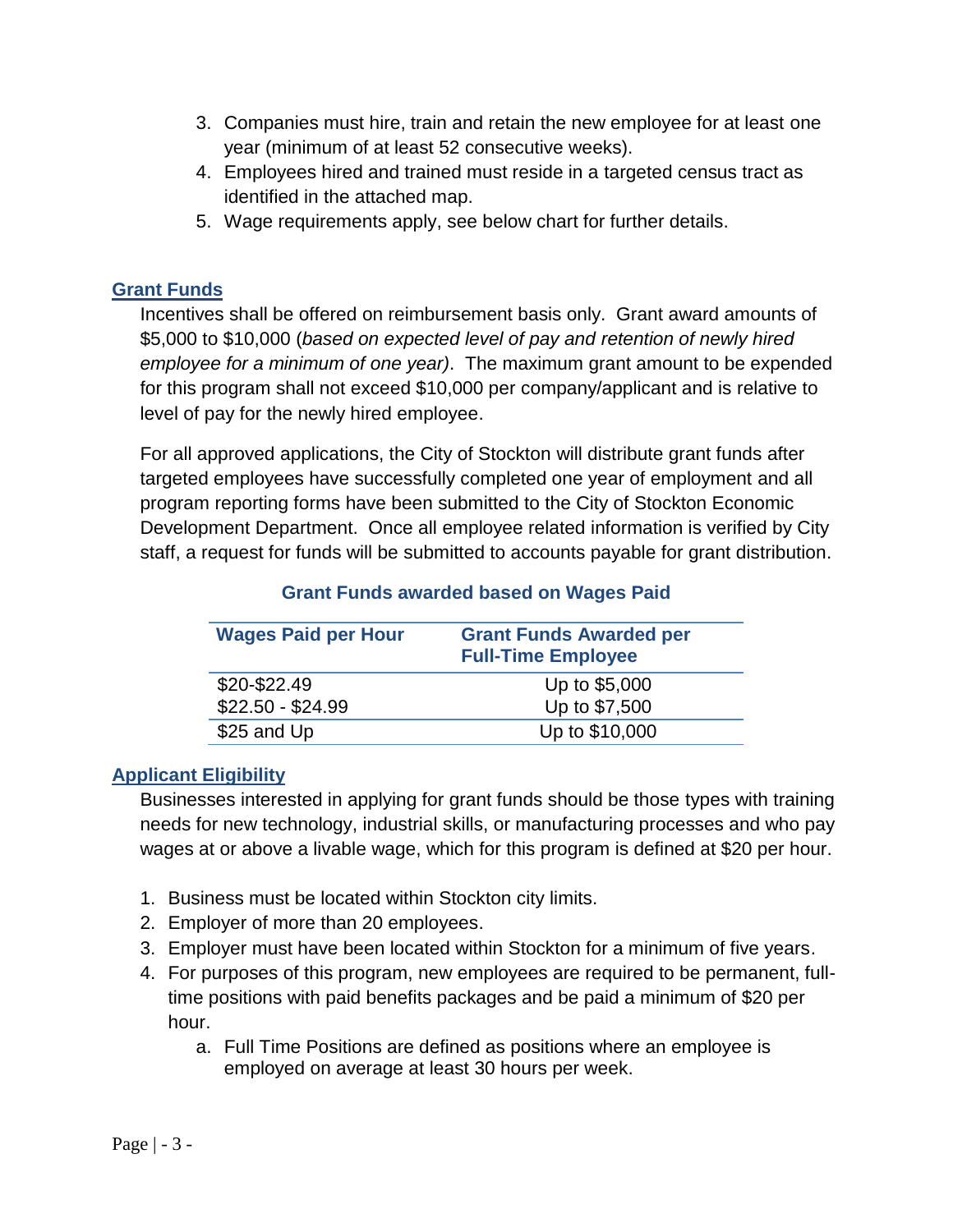3. Companies must hire, train and retain the new employee for at least one year (minimum of at least 52 consecutive weeks).
4. Employees hired and trained must reside in a targeted census tract as identified in the attached map.
5. Wage requirements apply, see below chart for further details.

## Grant Funds

Incentives shall be offered on reimbursement basis only. Grant award amounts of $5,000 to $10,000 (*based on expected level of pay and retention of newly hired employee for a minimum of one year)*. The maximum grant amount to be expended for this program shall not exceed $10,000 per company/applicant and is relative to level of pay for the newly hired employee.

For all approved applications, the City of Stockton will distribute grant funds after targeted employees have successfully completed one year of employment and all program reporting forms have been submitted to the City of Stockton Economic Development Department. Once all employee related information is verified by City staff, a request for funds will be submitted to accounts payable for grant distribution.

**Grant Funds awarded based on Wages Paid**

| Wages Paid per Hour | Grant Funds Awarded per Full-Time Employee |
|---|---|
| $20-$22.49 | Up to $5,000 |
| $22.50 - $24.99 | Up to $7,500 |
| $25 and Up | Up to $10,000 |

## Applicant Eligibility

Businesses interested in applying for grant funds should be those types with training needs for new technology, industrial skills, or manufacturing processes and who pay wages at or above a livable wage, which for this program is defined at $20 per hour.

1. Business must be located within Stockton city limits.
2. Employer of more than 20 employees.
3. Employer must have been located within Stockton for a minimum of five years.
4. For purposes of this program, new employees are required to be permanent, full-time positions with paid benefits packages and be paid a minimum of $20 per hour.
    a. Full Time Positions are defined as positions where an employee is employed on average at least 30 hours per week.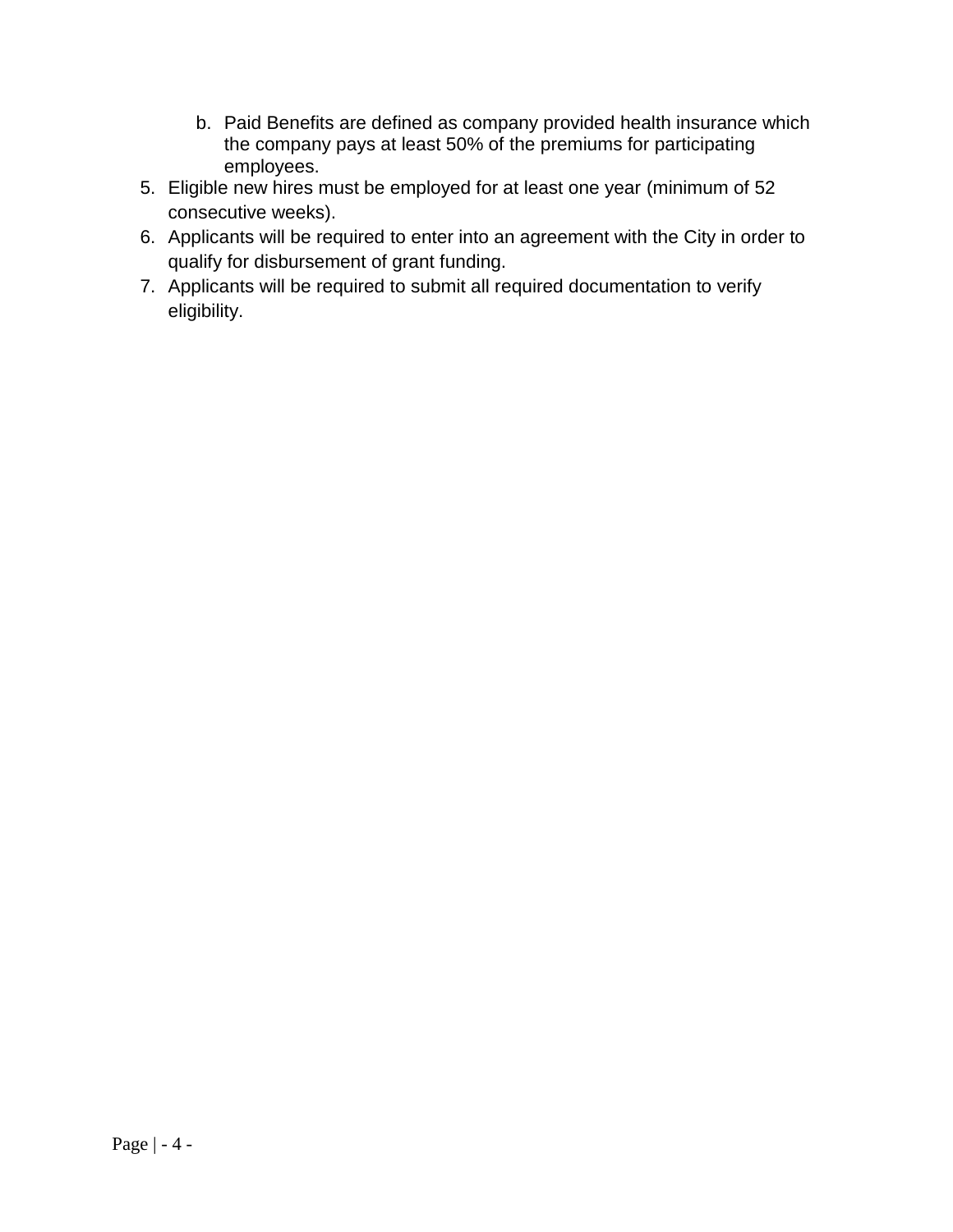b. Paid Benefits are defined as company provided health insurance which the company pays at least 50% of the premiums for participating employees.

5. Eligible new hires must be employed for at least one year (minimum of 52 consecutive weeks).
6. Applicants will be required to enter into an agreement with the City in order to qualify for disbursement of grant funding.
7. Applicants will be required to submit all required documentation to verify eligibility.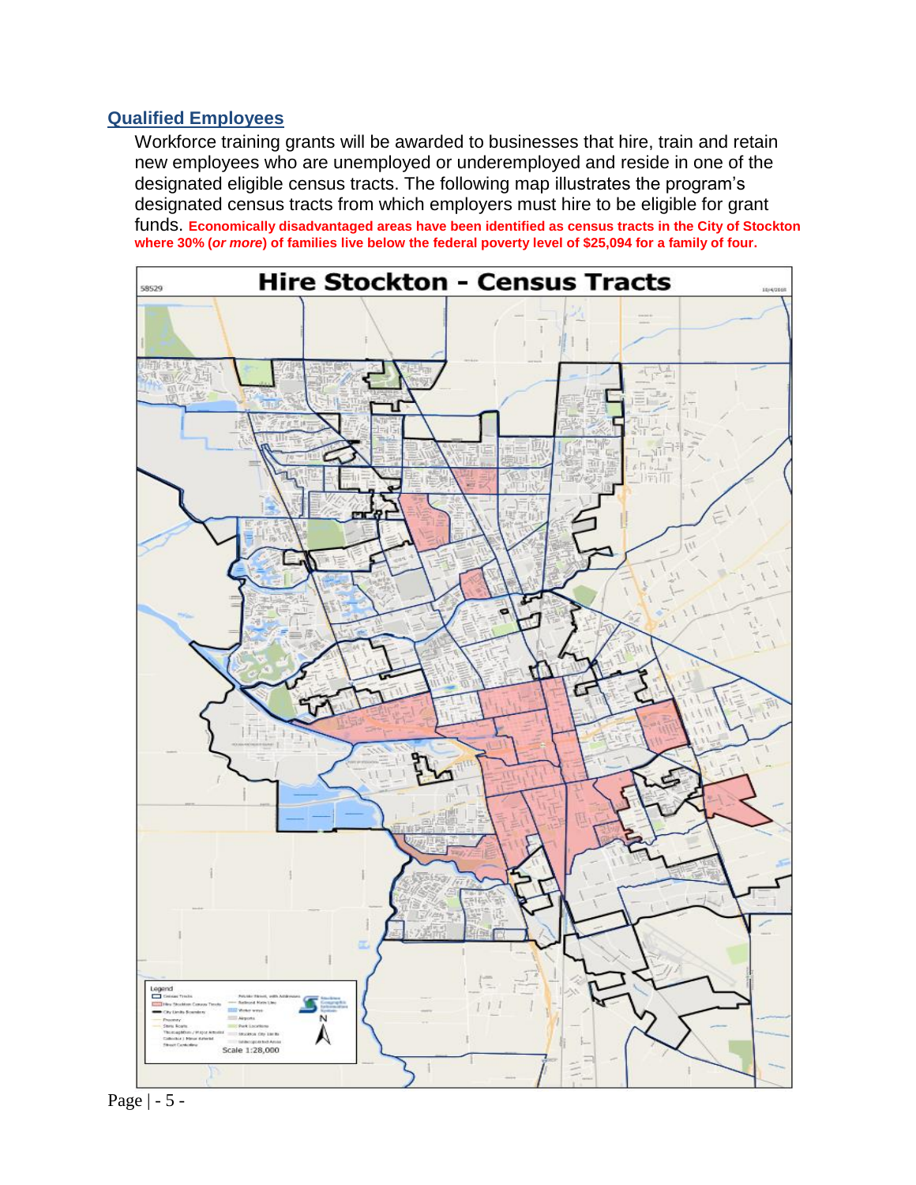## Qualified Employees

Workforce training grants will be awarded to businesses that hire, train and retain new employees who are unemployed or underemployed and reside in one of the designated eligible census tracts. The following map illustrates the program's designated census tracts from which employers must hire to be eligible for grant funds. **Economically disadvantaged areas have been identified as census tracts in the City of Stockton where 30% (*or more*) of families live below the federal poverty level of $25,094 for a family of four.**

**Hire Stockton - Census Tracts**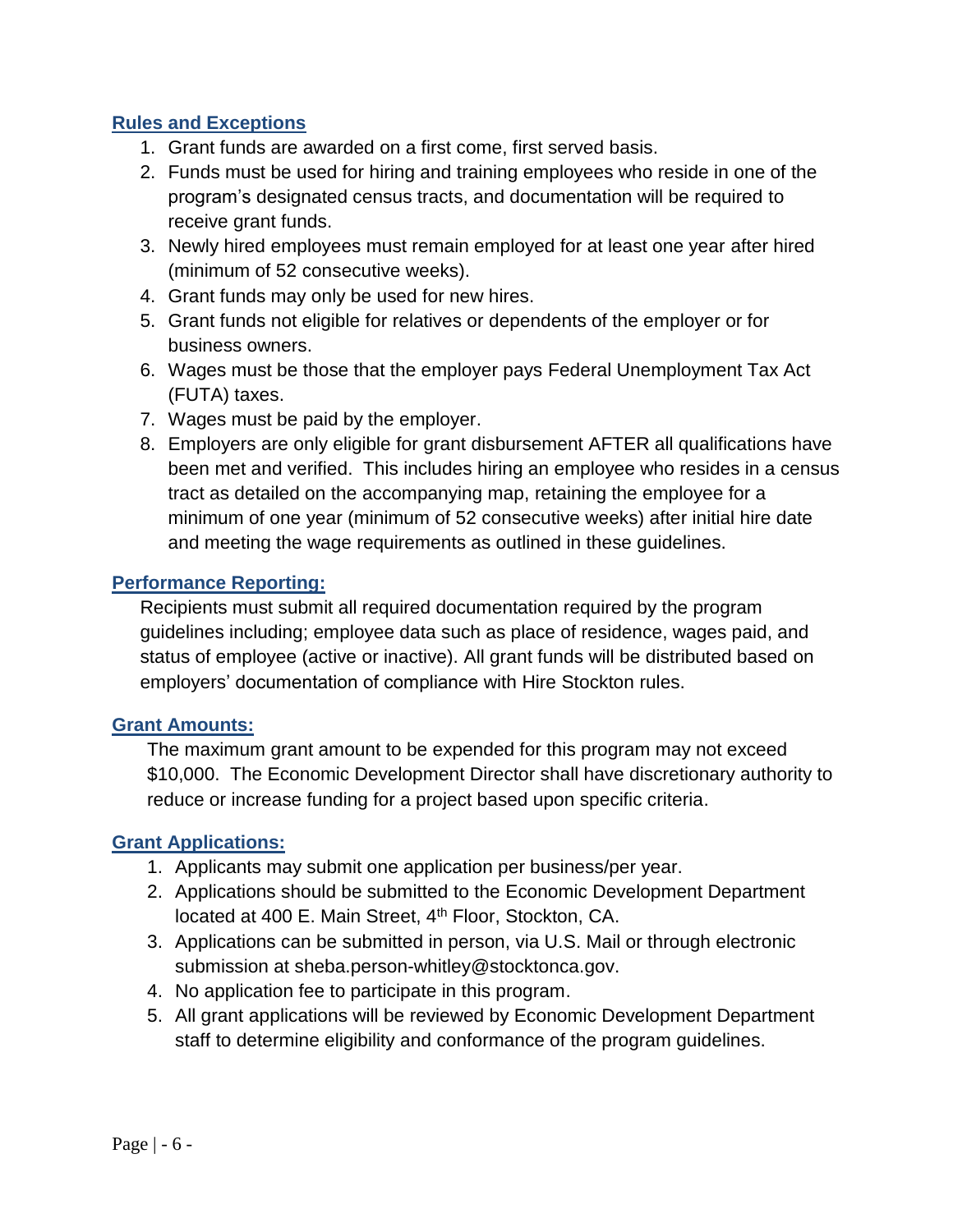## Rules and Exceptions

1. Grant funds are awarded on a first come, first served basis.
2. Funds must be used for hiring and training employees who reside in one of the program's designated census tracts, and documentation will be required to receive grant funds.
3. Newly hired employees must remain employed for at least one year after hired (minimum of 52 consecutive weeks).
4. Grant funds may only be used for new hires.
5. Grant funds not eligible for relatives or dependents of the employer or for business owners.
6. Wages must be those that the employer pays Federal Unemployment Tax Act (FUTA) taxes.
7. Wages must be paid by the employer.
8. Employers are only eligible for grant disbursement AFTER all qualifications have been met and verified. This includes hiring an employee who resides in a census tract as detailed on the accompanying map, retaining the employee for a minimum of one year (minimum of 52 consecutive weeks) after initial hire date and meeting the wage requirements as outlined in these guidelines.

## Performance Reporting:

Recipients must submit all required documentation required by the program guidelines including; employee data such as place of residence, wages paid, and status of employee (active or inactive). All grant funds will be distributed based on employers' documentation of compliance with Hire Stockton rules.

## Grant Amounts:

The maximum grant amount to be expended for this program may not exceed $10,000. The Economic Development Director shall have discretionary authority to reduce or increase funding for a project based upon specific criteria.

## Grant Applications:

1. Applicants may submit one application per business/per year.
2. Applications should be submitted to the Economic Development Department located at 400 E. Main Street, 4th Floor, Stockton, CA.
3. Applications can be submitted in person, via U.S. Mail or through electronic submission at sheba.person-whitley@stocktonca.gov.
4. No application fee to participate in this program.
5. All grant applications will be reviewed by Economic Development Department staff to determine eligibility and conformance of the program guidelines.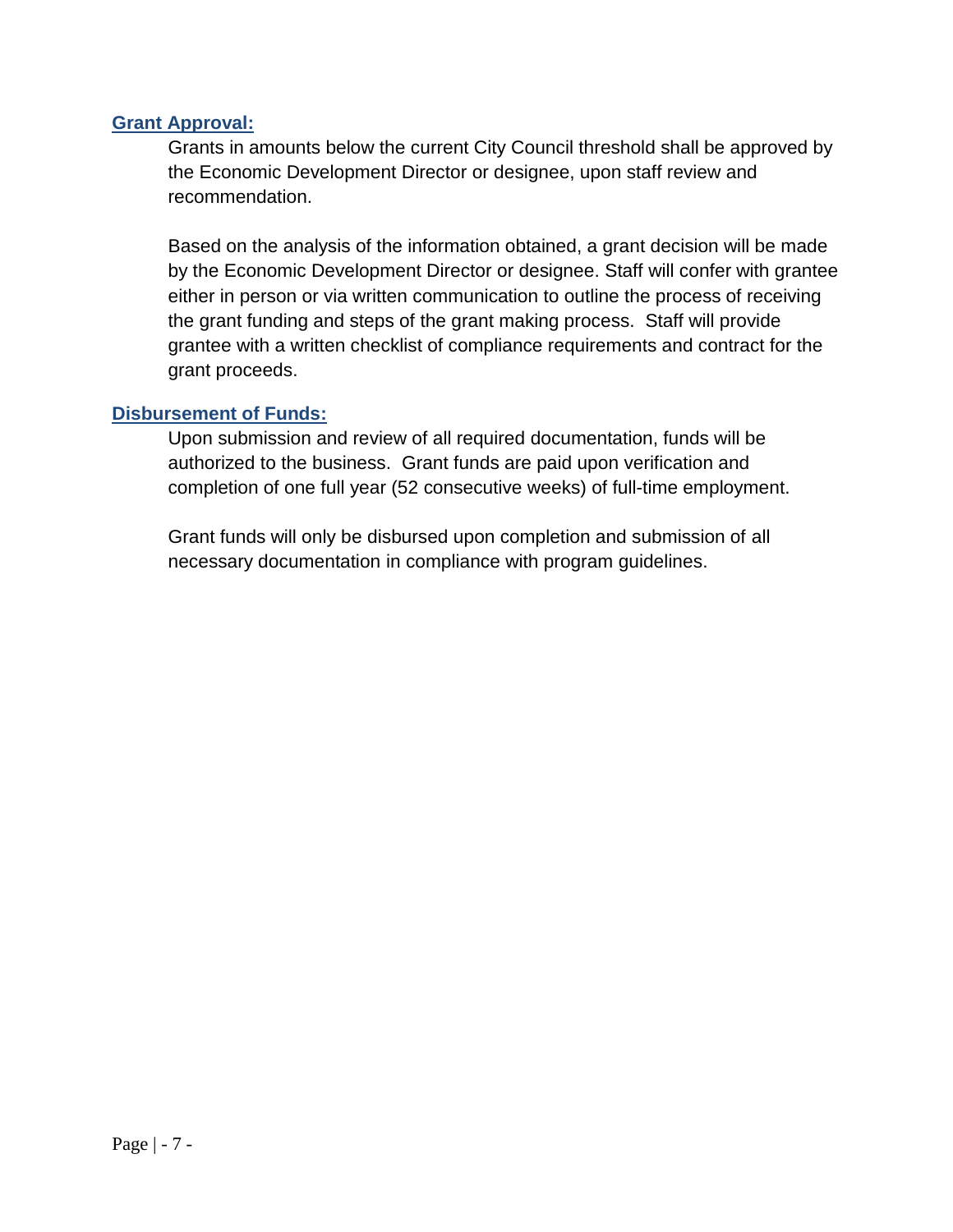## Grant Approval:

Grants in amounts below the current City Council threshold shall be approved by the Economic Development Director or designee, upon staff review and recommendation.

Based on the analysis of the information obtained, a grant decision will be made by the Economic Development Director or designee. Staff will confer with grantee either in person or via written communication to outline the process of receiving the grant funding and steps of the grant making process. Staff will provide grantee with a written checklist of compliance requirements and contract for the grant proceeds.

## Disbursement of Funds:

Upon submission and review of all required documentation, funds will be authorized to the business. Grant funds are paid upon verification and completion of one full year (52 consecutive weeks) of full-time employment.

Grant funds will only be disbursed upon completion and submission of all necessary documentation in compliance with program guidelines.